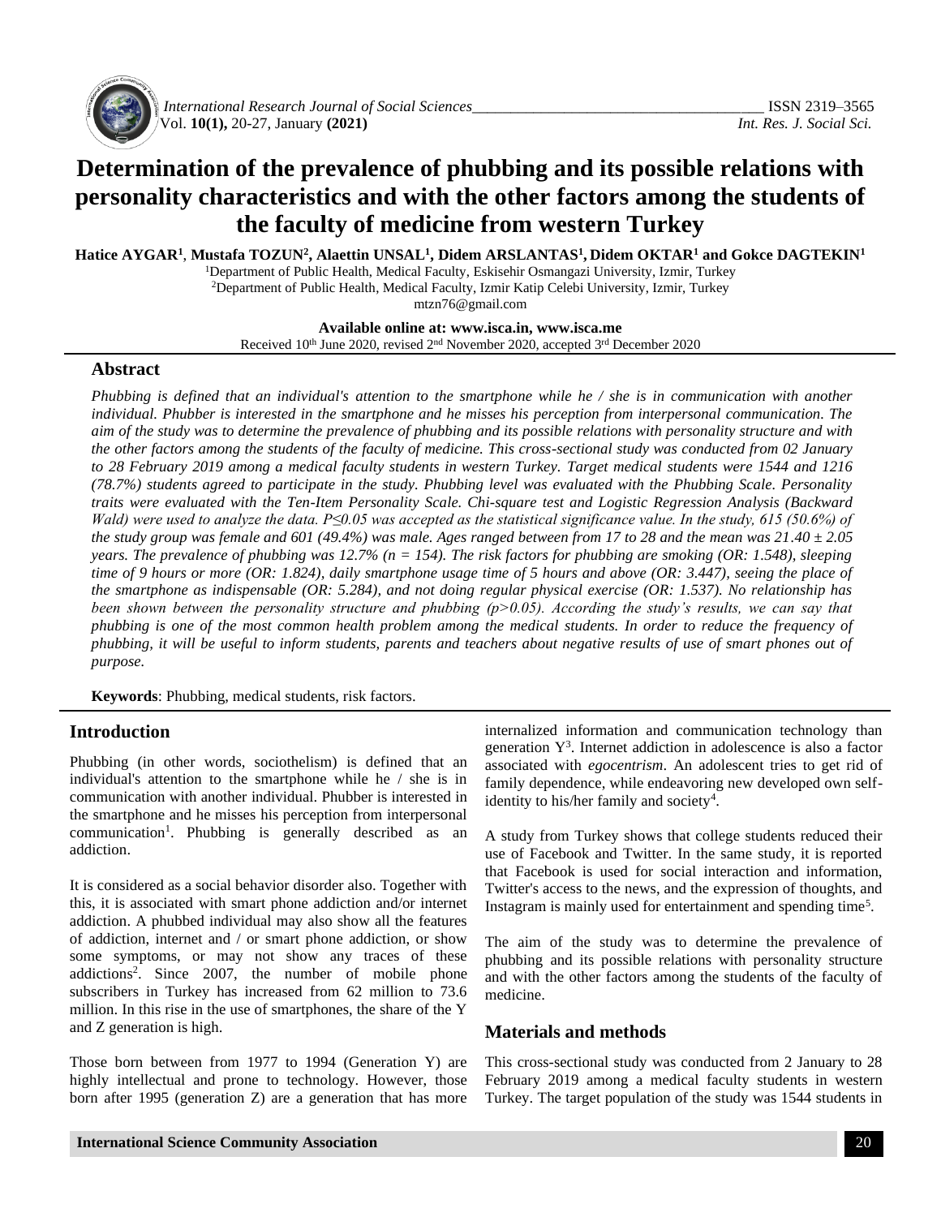# Determination of the prevalence of phubbing and its possible relations with personality characteristics and with the other factors among the students of the faculty of medicine from western Turkey

**Hatice AYGAR[1], Mustafa TOZUN[2], Alaettin UNSAL[1], Didem ARSLANTAS[1], Didem OKTAR[1] and Gokce DAGTEKIN[1]**

[1]Department of Public Health, Medical Faculty, Eskisehir Osmangazi University, Izmir, Turkey
[2]Department of Public Health, Medical Faculty, Izmir Katip Celebi University, Izmir, Turkey
mtzn76@gmail.com

**Available online at: www.isca.in, www.isca.me**
Received 10th June 2020, revised 2nd November 2020, accepted 3rd December 2020

## Abstract

*Phubbing is defined that an individual's attention to the smartphone while he / she is in communication with another individual. Phubber is interested in the smartphone and he misses his perception from interpersonal communication. The aim of the study was to determine the prevalence of phubbing and its possible relations with personality structure and with the other factors among the students of the faculty of medicine. This cross-sectional study was conducted from 02 January to 28 February 2019 among a medical faculty students in western Turkey. Target medical students were 1544 and 1216 (78.7%) students agreed to participate in the study. Phubbing level was evaluated with the Phubbing Scale. Personality traits were evaluated with the Ten-Item Personality Scale. Chi-square test and Logistic Regression Analysis (Backward Wald) were used to analyze the data. P≤0.05 was accepted as the statistical significance value. In the study, 615 (50.6%) of the study group was female and 601 (49.4%) was male. Ages ranged between from 17 to 28 and the mean was 21.40 ± 2.05 years. The prevalence of phubbing was 12.7% (n = 154). The risk factors for phubbing are smoking (OR: 1.548), sleeping time of 9 hours or more (OR: 1.824), daily smartphone usage time of 5 hours and above (OR: 3.447), seeing the place of the smartphone as indispensable (OR: 5.284), and not doing regular physical exercise (OR: 1.537). No relationship has been shown between the personality structure and phubbing (p>0.05). According the study's results, we can say that phubbing is one of the most common health problem among the medical students. In order to reduce the frequency of phubbing, it will be useful to inform students, parents and teachers about negative results of use of smart phones out of purpose.*

**Keywords**: Phubbing, medical students, risk factors.

## Introduction

Phubbing (in other words, sociothelism) is defined that an individual's attention to the smartphone while he / she is in communication with another individual. Phubber is interested in the smartphone and he misses his perception from interpersonal communication[1]. Phubbing is generally described as an addiction.

It is considered as a social behavior disorder also. Together with this, it is associated with smart phone addiction and/or internet addiction. A phubbed individual may also show all the features of addiction, internet and / or smart phone addiction, or show some symptoms, or may not show any traces of these addictions[2]. Since 2007, the number of mobile phone subscribers in Turkey has increased from 62 million to 73.6 million. In this rise in the use of smartphones, the share of the Y and Z generation is high.

Those born between from 1977 to 1994 (Generation Y) are highly intellectual and prone to technology. However, those born after 1995 (generation Z) are a generation that has more internalized information and communication technology than generation Y[3]. Internet addiction in adolescence is also a factor associated with *egocentrism*. An adolescent tries to get rid of family dependence, while endeavoring new developed own self-identity to his/her family and society[4].

A study from Turkey shows that college students reduced their use of Facebook and Twitter. In the same study, it is reported that Facebook is used for social interaction and information, Twitter's access to the news, and the expression of thoughts, and Instagram is mainly used for entertainment and spending time[5].

The aim of the study was to determine the prevalence of phubbing and its possible relations with personality structure and with the other factors among the students of the faculty of medicine.

## Materials and methods

This cross-sectional study was conducted from 2 January to 28 February 2019 among a medical faculty students in western Turkey. The target population of the study was 1544 students in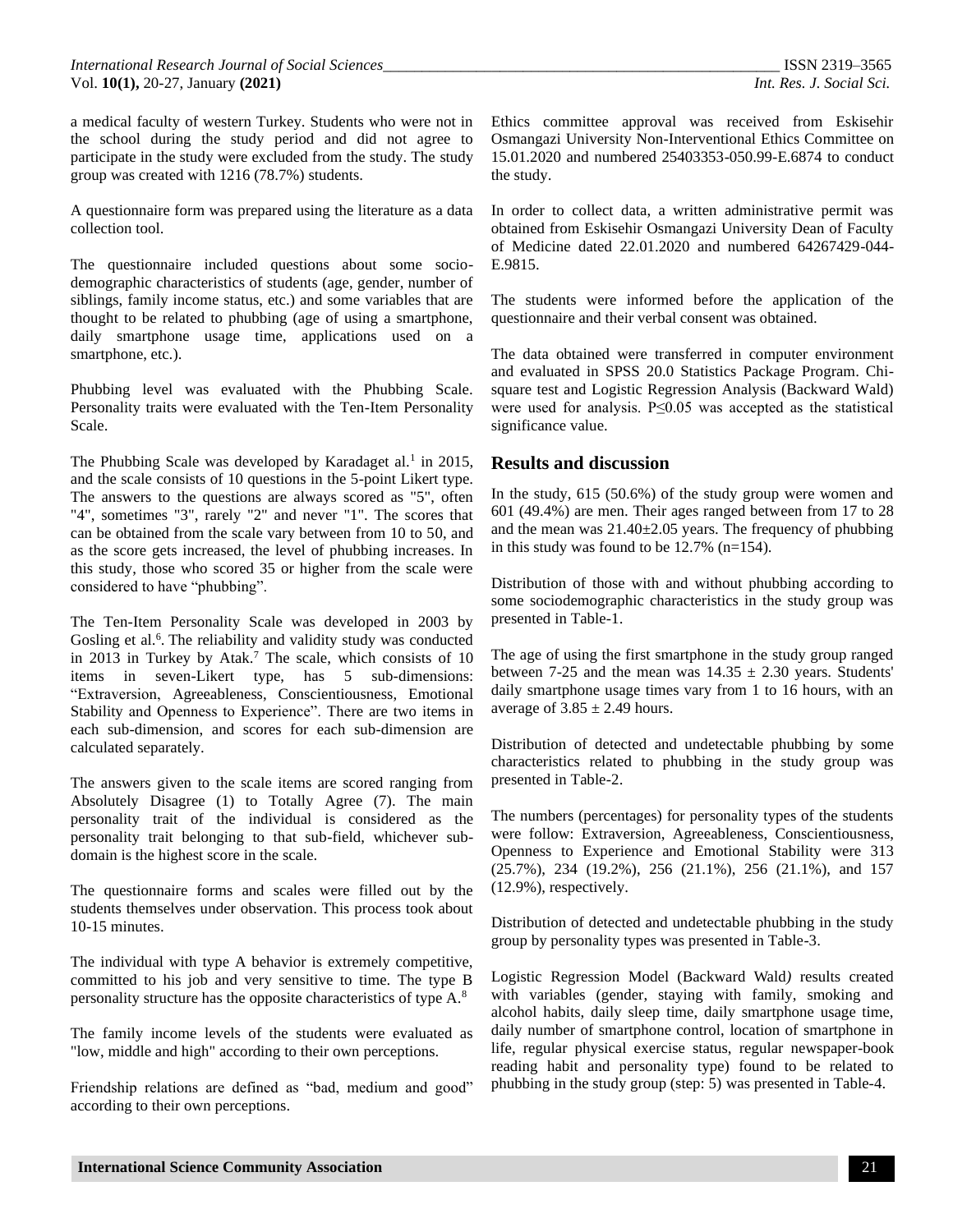a medical faculty of western Turkey. Students who were not in the school during the study period and did not agree to participate in the study were excluded from the study. The study group was created with 1216 (78.7%) students.

A questionnaire form was prepared using the literature as a data collection tool.

The questionnaire included questions about some socio-demographic characteristics of students (age, gender, number of siblings, family income status, etc.) and some variables that are thought to be related to phubbing (age of using a smartphone, daily smartphone usage time, applications used on a smartphone, etc.).

Phubbing level was evaluated with the Phubbing Scale. Personality traits were evaluated with the Ten-Item Personality Scale.

The Phubbing Scale was developed by Karadaget al.[1] in 2015, and the scale consists of 10 questions in the 5-point Likert type. The answers to the questions are always scored as "5", often "4", sometimes "3", rarely "2" and never "1". The scores that can be obtained from the scale vary between from 10 to 50, and as the score gets increased, the level of phubbing increases. In this study, those who scored 35 or higher from the scale were considered to have "phubbing".

The Ten-Item Personality Scale was developed in 2003 by Gosling et al.[6]. The reliability and validity study was conducted in 2013 in Turkey by Atak.[7] The scale, which consists of 10 items in seven-Likert type, has 5 sub-dimensions: "Extraversion, Agreeableness, Conscientiousness, Emotional Stability and Openness to Experience". There are two items in each sub-dimension, and scores for each sub-dimension are calculated separately.

The answers given to the scale items are scored ranging from Absolutely Disagree (1) to Totally Agree (7). The main personality trait of the individual is considered as the personality trait belonging to that sub-field, whichever sub-domain is the highest score in the scale.

The questionnaire forms and scales were filled out by the students themselves under observation. This process took about 10-15 minutes.

The individual with type A behavior is extremely competitive, committed to his job and very sensitive to time. The type B personality structure has the opposite characteristics of type A.[8]

The family income levels of the students were evaluated as "low, middle and high" according to their own perceptions.

Friendship relations are defined as "bad, medium and good" according to their own perceptions.

Ethics committee approval was received from Eskisehir Osmangazi University Non-Interventional Ethics Committee on 15.01.2020 and numbered 25403353-050.99-E.6874 to conduct the study.

In order to collect data, a written administrative permit was obtained from Eskisehir Osmangazi University Dean of Faculty of Medicine dated 22.01.2020 and numbered 64267429-044-E.9815.

The students were informed before the application of the questionnaire and their verbal consent was obtained.

The data obtained were transferred in computer environment and evaluated in SPSS 20.0 Statistics Package Program. Chi-square test and Logistic Regression Analysis (Backward Wald) were used for analysis. $P \leq 0.05$ was accepted as the statistical significance value.

## Results and discussion

In the study, 615 (50.6%) of the study group were women and 601 (49.4%) are men. Their ages ranged between from 17 to 28 and the mean was 21.40±2.05 years. The frequency of phubbing in this study was found to be 12.7% (n=154).

Distribution of those with and without phubbing according to some sociodemographic characteristics in the study group was presented in Table-1.

The age of using the first smartphone in the study group ranged between 7-25 and the mean was 14.35 ± 2.30 years. Students' daily smartphone usage times vary from 1 to 16 hours, with an average of 3.85 ± 2.49 hours.

Distribution of detected and undetectable phubbing by some characteristics related to phubbing in the study group was presented in Table-2.

The numbers (percentages) for personality types of the students were follow: Extraversion, Agreeableness, Conscientiousness, Openness to Experience and Emotional Stability were 313 (25.7%), 234 (19.2%), 256 (21.1%), 256 (21.1%), and 157 (12.9%), respectively.

Distribution of detected and undetectable phubbing in the study group by personality types was presented in Table-3.

Logistic Regression Model (Backward Wald) results created with variables (gender, staying with family, smoking and alcohol habits, daily sleep time, daily smartphone usage time, daily number of smartphone control, location of smartphone in life, regular physical exercise status, regular newspaper-book reading habit and personality type) found to be related to phubbing in the study group (step: 5) was presented in Table-4.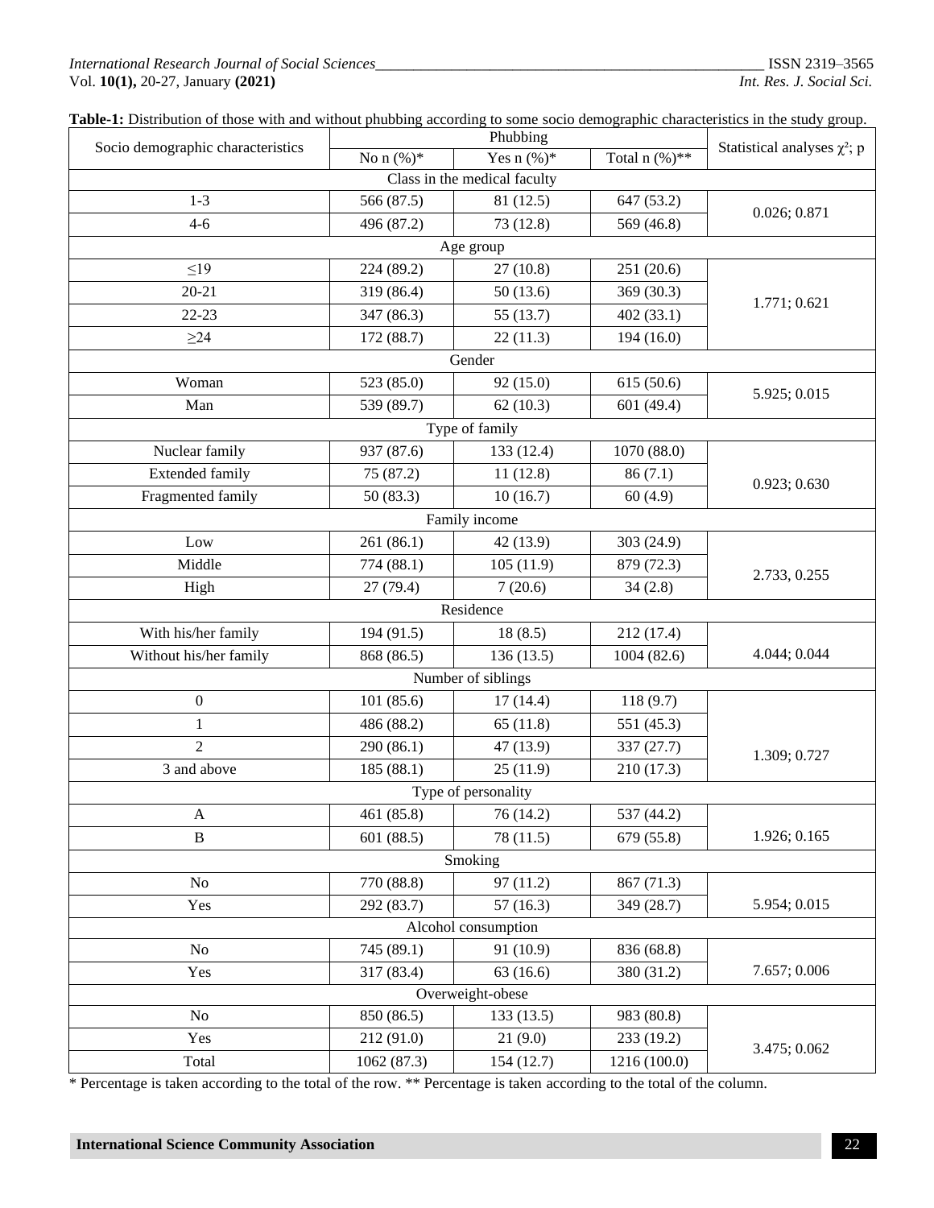**Table-1:** Distribution of those with and without phubbing according to some socio demographic characteristics in the study group.

| Socio demographic characteristics | Phubbing | | | Statistical analyses $\chi^2$; p |
|---|---|---|---|---|
| | No n (%)* | Yes n (%)* | Total n (%)** | |
| Class in the medical faculty | | | | |
| 1-3 | 566 (87.5) | 81 (12.5) | 647 (53.2) | 0.026; 0.871 |
| 4-6 | 496 (87.2) | 73 (12.8) | 569 (46.8) | |
| Age group | | | | |
| ≤19 | 224 (89.2) | 27 (10.8) | 251 (20.6) | 1.771; 0.621 |
| 20-21 | 319 (86.4) | 50 (13.6) | 369 (30.3) | |
| 22-23 | 347 (86.3) | 55 (13.7) | 402 (33.1) | |
| ≥24 | 172 (88.7) | 22 (11.3) | 194 (16.0) | |
| Gender | | | | |
| Woman | 523 (85.0) | 92 (15.0) | 615 (50.6) | 5.925; 0.015 |
| Man | 539 (89.7) | 62 (10.3) | 601 (49.4) | |
| Type of family | | | | |
| Nuclear family | 937 (87.6) | 133 (12.4) | 1070 (88.0) | 0.923; 0.630 |
| Extended family | 75 (87.2) | 11 (12.8) | 86 (7.1) | |
| Fragmented family | 50 (83.3) | 10 (16.7) | 60 (4.9) | |
| Family income | | | | |
| Low | 261 (86.1) | 42 (13.9) | 303 (24.9) | 2.733, 0.255 |
| Middle | 774 (88.1) | 105 (11.9) | 879 (72.3) | |
| High | 27 (79.4) | 7 (20.6) | 34 (2.8) | |
| Residence | | | | |
| With his/her family | 194 (91.5) | 18 (8.5) | 212 (17.4) | 4.044; 0.044 |
| Without his/her family | 868 (86.5) | 136 (13.5) | 1004 (82.6) | |
| Number of siblings | | | | |
| 0 | 101 (85.6) | 17 (14.4) | 118 (9.7) | 1.309; 0.727 |
| 1 | 486 (88.2) | 65 (11.8) | 551 (45.3) | |
| 2 | 290 (86.1) | 47 (13.9) | 337 (27.7) | |
| 3 and above | 185 (88.1) | 25 (11.9) | 210 (17.3) | |
| Type of personality | | | | |
| A | 461 (85.8) | 76 (14.2) | 537 (44.2) | 1.926; 0.165 |
| B | 601 (88.5) | 78 (11.5) | 679 (55.8) | |
| Smoking | | | | |
| No | 770 (88.8) | 97 (11.2) | 867 (71.3) | 5.954; 0.015 |
| Yes | 292 (83.7) | 57 (16.3) | 349 (28.7) | |
| Alcohol consumption | | | | |
| No | 745 (89.1) | 91 (10.9) | 836 (68.8) | 7.657; 0.006 |
| Yes | 317 (83.4) | 63 (16.6) | 380 (31.2) | |
| Overweight-obese | | | | |
| No | 850 (86.5) | 133 (13.5) | 983 (80.8) | 3.475; 0.062 |
| Yes | 212 (91.0) | 21 (9.0) | 233 (19.2) | |
| Total | 1062 (87.3) | 154 (12.7) | 1216 (100.0) | |

\* Percentage is taken according to the total of the row. ** Percentage is taken according to the total of the column.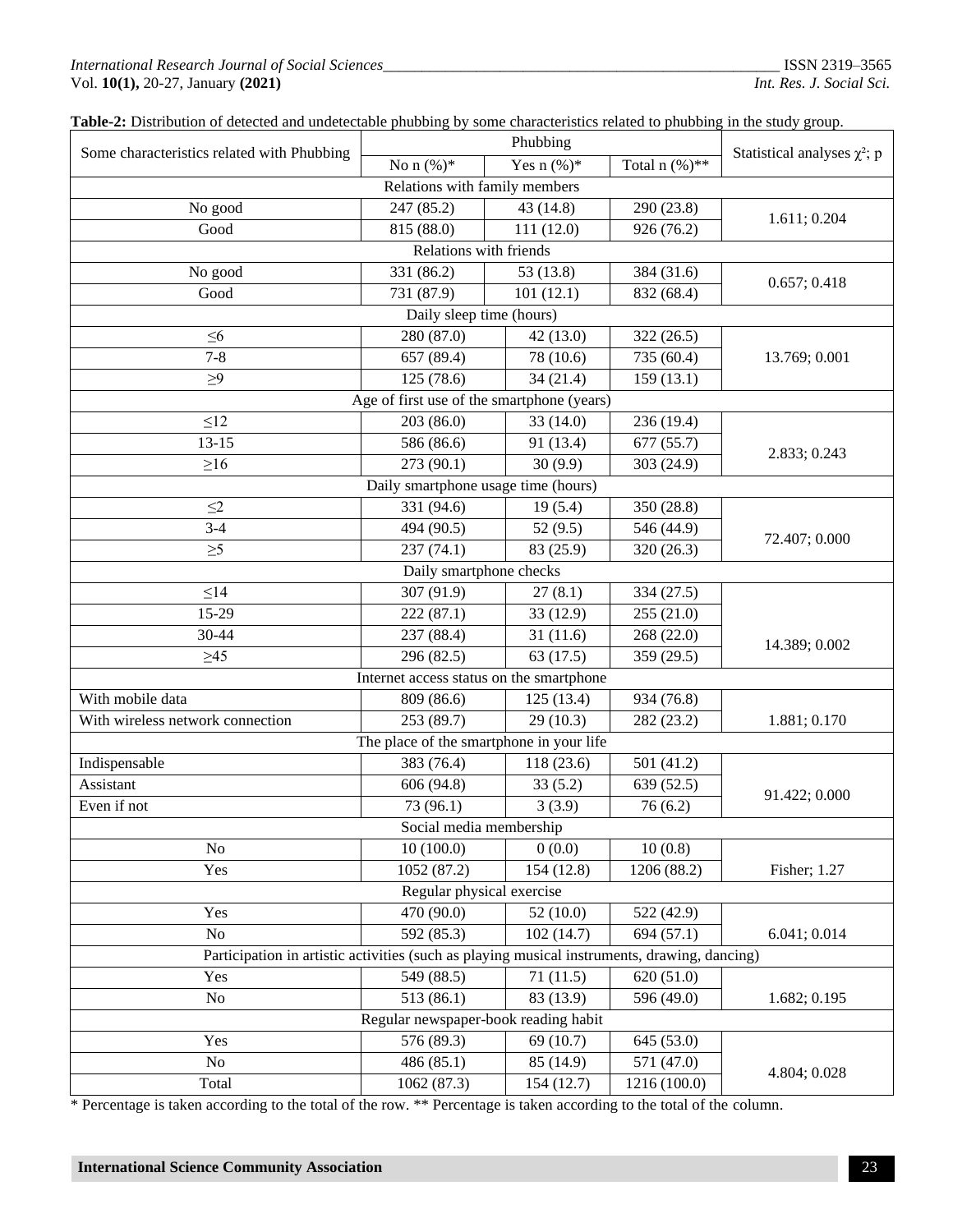**Table-2:** Distribution of detected and undetectable phubbing by some characteristics related to phubbing in the study group.

| Some characteristics related with Phubbing | Phubbing | | | Statistical analyses $\chi^2$; p |
|---|---|---|---|---|
| | No n (%)* | Yes n (%)* | Total n (%)** | |
| Relations with family members | | | | |
| No good | 247 (85.2) | 43 (14.8) | 290 (23.8) | 1.611; 0.204 |
| Good | 815 (88.0) | 111 (12.0) | 926 (76.2) | |
| Relations with friends | | | | |
| No good | 331 (86.2) | 53 (13.8) | 384 (31.6) | 0.657; 0.418 |
| Good | 731 (87.9) | 101 (12.1) | 832 (68.4) | |
| Daily sleep time (hours) | | | | |
| ≤6 | 280 (87.0) | 42 (13.0) | 322 (26.5) | 13.769; 0.001 |
| 7-8 | 657 (89.4) | 78 (10.6) | 735 (60.4) | |
| ≥9 | 125 (78.6) | 34 (21.4) | 159 (13.1) | |
| Age of first use of the smartphone (years) | | | | |
| ≤12 | 203 (86.0) | 33 (14.0) | 236 (19.4) | 2.833; 0.243 |
| 13-15 | 586 (86.6) | 91 (13.4) | 677 (55.7) | |
| ≥16 | 273 (90.1) | 30 (9.9) | 303 (24.9) | |
| Daily smartphone usage time (hours) | | | | |
| ≤2 | 331 (94.6) | 19 (5.4) | 350 (28.8) | 72.407; 0.000 |
| 3-4 | 494 (90.5) | 52 (9.5) | 546 (44.9) | |
| ≥5 | 237 (74.1) | 83 (25.9) | 320 (26.3) | |
| Daily smartphone checks | | | | |
| ≤14 | 307 (91.9) | 27 (8.1) | 334 (27.5) | 14.389; 0.002 |
| 15-29 | 222 (87.1) | 33 (12.9) | 255 (21.0) | |
| 30-44 | 237 (88.4) | 31 (11.6) | 268 (22.0) | |
| ≥45 | 296 (82.5) | 63 (17.5) | 359 (29.5) | |
| Internet access status on the smartphone | | | | |
| With mobile data | 809 (86.6) | 125 (13.4) | 934 (76.8) | 1.881; 0.170 |
| With wireless network connection | 253 (89.7) | 29 (10.3) | 282 (23.2) | |
| The place of the smartphone in your life | | | | |
| Indispensable | 383 (76.4) | 118 (23.6) | 501 (41.2) | 91.422; 0.000 |
| Assistant | 606 (94.8) | 33 (5.2) | 639 (52.5) | |
| Even if not | 73 (96.1) | 3 (3.9) | 76 (6.2) | |
| Social media membership | | | | |
| No | 10 (100.0) | 0 (0.0) | 10 (0.8) | Fisher; 1.27 |
| Yes | 1052 (87.2) | 154 (12.8) | 1206 (88.2) | |
| Regular physical exercise | | | | |
| Yes | 470 (90.0) | 52 (10.0) | 522 (42.9) | 6.041; 0.014 |
| No | 592 (85.3) | 102 (14.7) | 694 (57.1) | |
| Participation in artistic activities (such as playing musical instruments, drawing, dancing) | | | | |
| Yes | 549 (88.5) | 71 (11.5) | 620 (51.0) | 1.682; 0.195 |
| No | 513 (86.1) | 83 (13.9) | 596 (49.0) | |
| Regular newspaper-book reading habit | | | | |
| Yes | 576 (89.3) | 69 (10.7) | 645 (53.0) | 4.804; 0.028 |
| No | 486 (85.1) | 85 (14.9) | 571 (47.0) | |
| Total | 1062 (87.3) | 154 (12.7) | 1216 (100.0) | |

* Percentage is taken according to the total of the row. ** Percentage is taken according to the total of the column.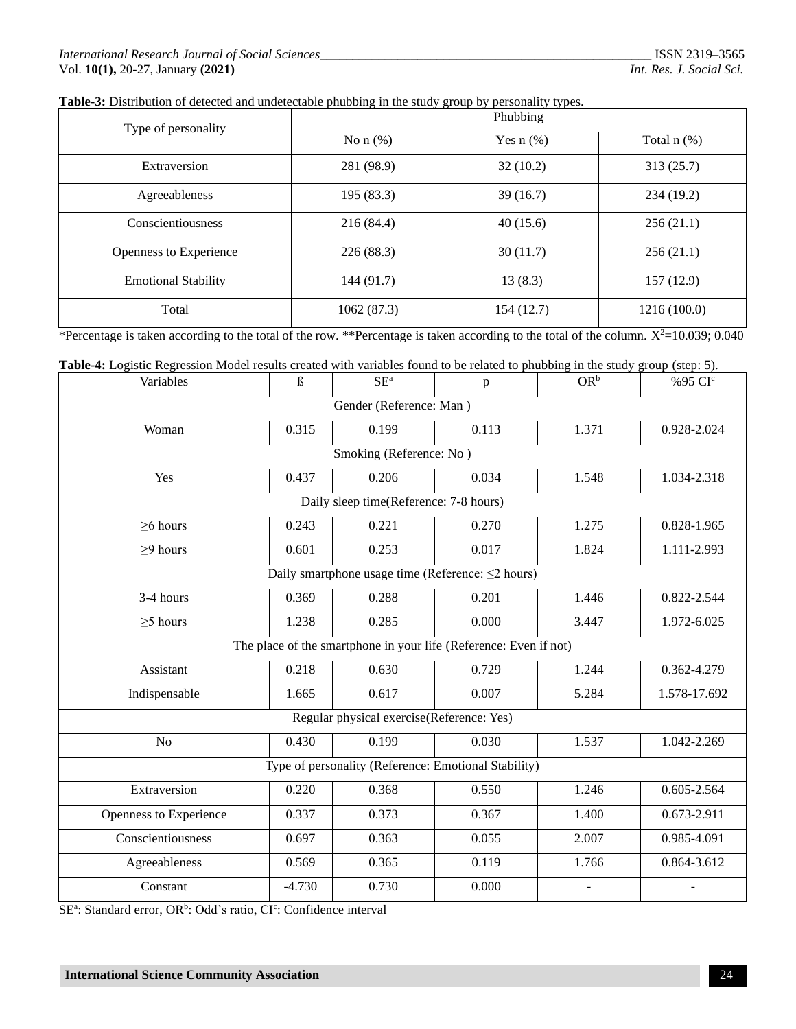**Table-3:** Distribution of detected and undetectable phubbing in the study group by personality types.

| Type of personality | Phubbing | | |
|---|---|---|---|
| | No n (%) | Yes n (%) | Total n (%) |
| Extraversion | 281 (98.9) | 32 (10.2) | 313 (25.7) |
| Agreeableness | 195 (83.3) | 39 (16.7) | 234 (19.2) |
| Conscientiousness | 216 (84.4) | 40 (15.6) | 256 (21.1) |
| Openness to Experience | 226 (88.3) | 30 (11.7) | 256 (21.1) |
| Emotional Stability | 144 (91.7) | 13 (8.3) | 157 (12.9) |
| Total | 1062 (87.3) | 154 (12.7) | 1216 (100.0) |

*Percentage is taken according to the total of the row. **Percentage is taken according to the total of the column. $X^2$=10.039; 0.040

**Table-4:** Logistic Regression Model results created with variables found to be related to phubbing in the study group (step: 5).

| Variables | ß | SE[a] | p | OR[b] | %95 CI[c] |
|---|---|---|---|---|---|
| Gender (Reference: Man ) | | | | | |
| Woman | 0.315 | 0.199 | 0.113 | 1.371 | 0.928-2.024 |
| Smoking (Reference: No ) | | | | | |
| Yes | 0.437 | 0.206 | 0.034 | 1.548 | 1.034-2.318 |
| Daily sleep time(Reference: 7-8 hours) | | | | | |
| ≥6 hours | 0.243 | 0.221 | 0.270 | 1.275 | 0.828-1.965 |
| ≥9 hours | 0.601 | 0.253 | 0.017 | 1.824 | 1.111-2.993 |
| Daily smartphone usage time (Reference: ≤2 hours) | | | | | |
| 3-4 hours | 0.369 | 0.288 | 0.201 | 1.446 | 0.822-2.544 |
| ≥5 hours | 1.238 | 0.285 | 0.000 | 3.447 | 1.972-6.025 |
| The place of the smartphone in your life (Reference: Even if not) | | | | | |
| Assistant | 0.218 | 0.630 | 0.729 | 1.244 | 0.362-4.279 |
| Indispensable | 1.665 | 0.617 | 0.007 | 5.284 | 1.578-17.692 |
| Regular physical exercise(Reference: Yes) | | | | | |
| No | 0.430 | 0.199 | 0.030 | 1.537 | 1.042-2.269 |
| Type of personality (Reference: Emotional Stability) | | | | | |
| Extraversion | 0.220 | 0.368 | 0.550 | 1.246 | 0.605-2.564 |
| Openness to Experience | 0.337 | 0.373 | 0.367 | 1.400 | 0.673-2.911 |
| Conscientiousness | 0.697 | 0.363 | 0.055 | 2.007 | 0.985-4.091 |
| Agreeableness | 0.569 | 0.365 | 0.119 | 1.766 | 0.864-3.612 |
| Constant | -4.730 | 0.730 | 0.000 | - | - |

SE[a]: Standard error, OR[b]: Odd's ratio, CI[c]: Confidence interval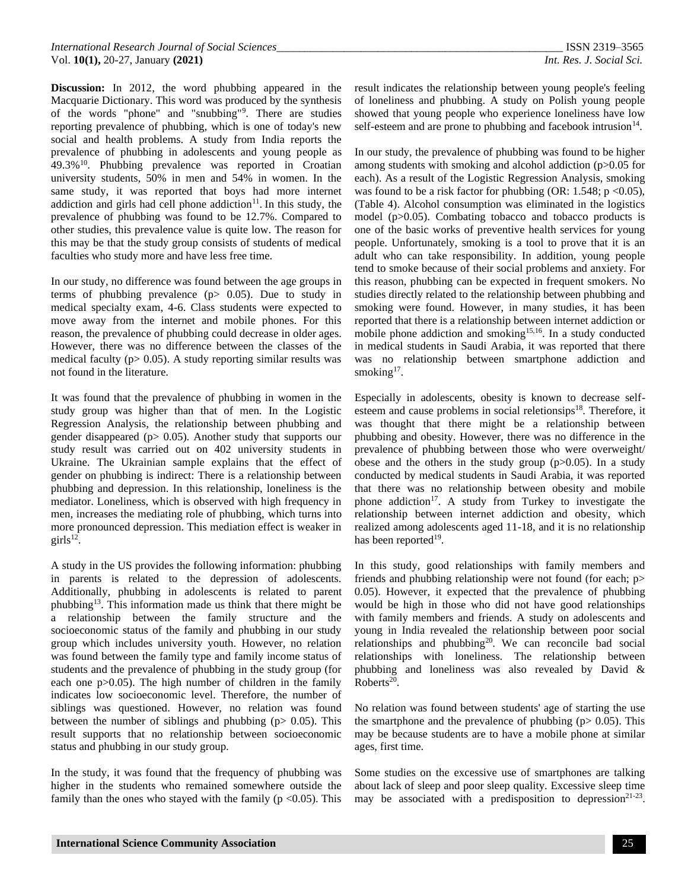**Discussion:** In 2012, the word phubbing appeared in the Macquarie Dictionary. This word was produced by the synthesis of the words "phone" and "snubbing"[9]. There are studies reporting prevalence of phubbing, which is one of today's new social and health problems. A study from India reports the prevalence of phubbing in adolescents and young people as 49.3%[10]. Phubbing prevalence was reported in Croatian university students, 50% in men and 54% in women. In the same study, it was reported that boys had more internet addiction and girls had cell phone addiction[11]. In this study, the prevalence of phubbing was found to be 12.7%. Compared to other studies, this prevalence value is quite low. The reason for this may be that the study group consists of students of medical faculties who study more and have less free time.

In our study, no difference was found between the age groups in terms of phubbing prevalence ($p > 0.05$). Due to study in medical specialty exam, 4-6. Class students were expected to move away from the internet and mobile phones. For this reason, the prevalence of phubbing could decrease in older ages. However, there was no difference between the classes of the medical faculty ($p > 0.05$). A study reporting similar results was not found in the literature.

It was found that the prevalence of phubbing in women in the study group was higher than that of men. In the Logistic Regression Analysis, the relationship between phubbing and gender disappeared ($p > 0.05$). Another study that supports our study result was carried out on 402 university students in Ukraine. The Ukrainian sample explains that the effect of gender on phubbing is indirect: There is a relationship between phubbing and depression. In this relationship, loneliness is the mediator. Loneliness, which is observed with high frequency in men, increases the mediating role of phubbing, which turns into more pronounced depression. This mediation effect is weaker in girls[12].

A study in the US provides the following information: phubbing in parents is related to the depression of adolescents. Additionally, phubbing in adolescents is related to parent phubbing[13]. This information made us think that there might be a relationship between the family structure and the socioeconomic status of the family and phubbing in our study group which includes university youth. However, no relation was found between the family type and family income status of students and the prevalence of phubbing in the study group (for each one $p > 0.05$). The high number of children in the family indicates low socioeconomic level. Therefore, the number of siblings was questioned. However, no relation was found between the number of siblings and phubbing ($p > 0.05$). This result supports that no relationship between socioeconomic status and phubbing in our study group.

In the study, it was found that the frequency of phubbing was higher in the students who remained somewhere outside the family than the ones who stayed with the family ($p < 0.05$). This result indicates the relationship between young people's feeling of loneliness and phubbing. A study on Polish young people showed that young people who experience loneliness have low self-esteem and are prone to phubbing and facebook intrusion[14].

In our study, the prevalence of phubbing was found to be higher among students with smoking and alcohol addiction ($p > 0.05$ for each). As a result of the Logistic Regression Analysis, smoking was found to be a risk factor for phubbing (OR: 1.548; $p < 0.05$), (Table 4). Alcohol consumption was eliminated in the logistics model ($p > 0.05$). Combating tobacco and tobacco products is one of the basic works of preventive health services for young people. Unfortunately, smoking is a tool to prove that it is an adult who can take responsibility. In addition, young people tend to smoke because of their social problems and anxiety. For this reason, phubbing can be expected in frequent smokers. No studies directly related to the relationship between phubbing and smoking were found. However, in many studies, it has been reported that there is a relationship between internet addiction or mobile phone addiction and smoking[15,16]. In a study conducted in medical students in Saudi Arabia, it was reported that there was no relationship between smartphone addiction and smoking[17].

Especially in adolescents, obesity is known to decrease self-esteem and cause problems in social reletionsips[18]. Therefore, it was thought that there might be a relationship between phubbing and obesity. However, there was no difference in the prevalence of phubbing between those who were overweight/ obese and the others in the study group ($p > 0.05$). In a study conducted by medical students in Saudi Arabia, it was reported that there was no relationship between obesity and mobile phone addiction[17]. A study from Turkey to investigate the relationship between internet addiction and obesity, which realized among adolescents aged 11-18, and it is no relationship has been reported[19].

In this study, good relationships with family members and friends and phubbing relationship were not found (for each; $p > 0.05$). However, it expected that the prevalence of phubbing would be high in those who did not have good relationships with family members and friends. A study on adolescents and young in India revealed the relationship between poor social relationships and phubbing[20]. We can reconcile bad social relationships with loneliness. The relationship between phubbing and loneliness was also revealed by David & Roberts[20].

No relation was found between students' age of starting the use the smartphone and the prevalence of phubbing ($p > 0.05$). This may be because students are to have a mobile phone at similar ages, first time.

Some studies on the excessive use of smartphones are talking about lack of sleep and poor sleep quality. Excessive sleep time may be associated with a predisposition to depression[21-23].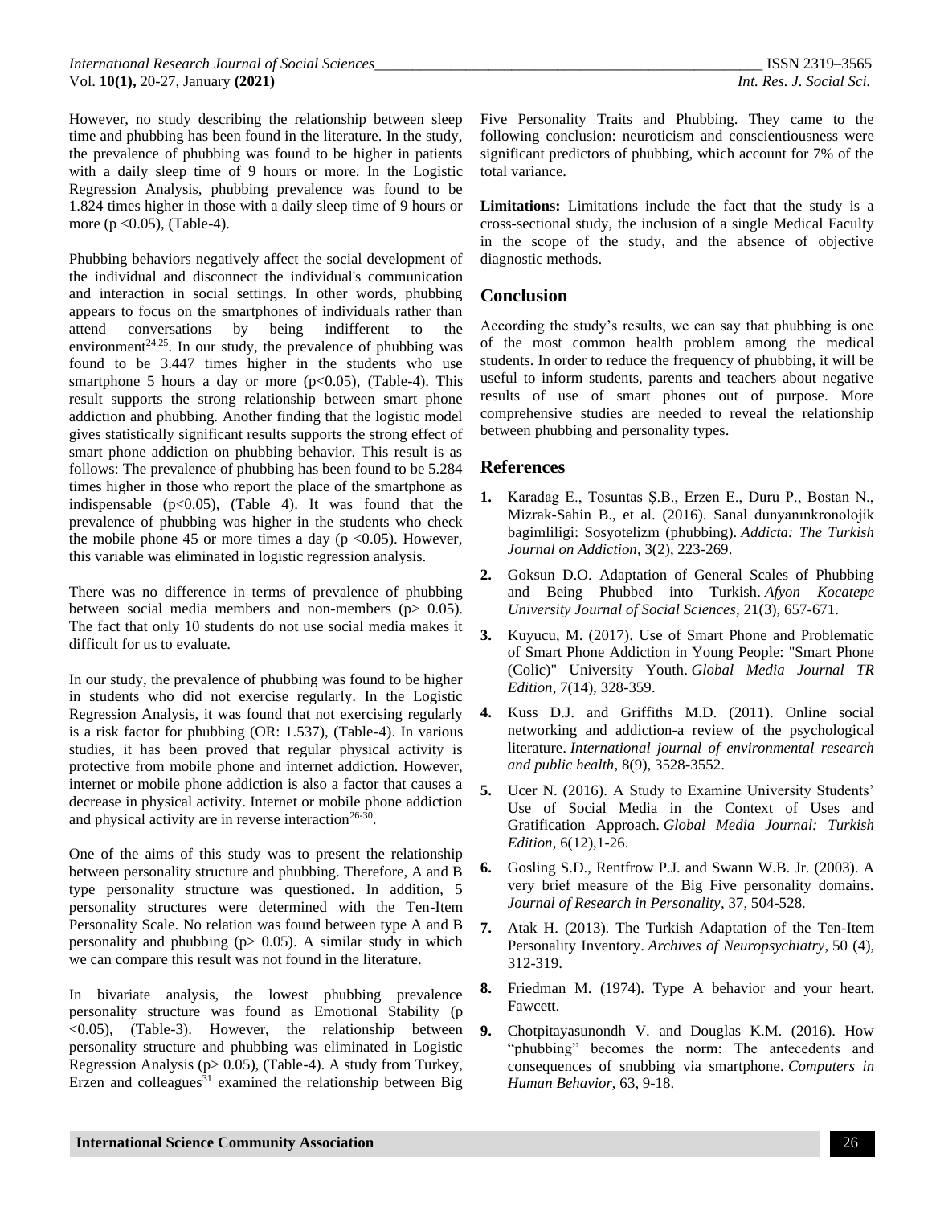However, no study describing the relationship between sleep time and phubbing has been found in the literature. In the study, the prevalence of phubbing was found to be higher in patients with a daily sleep time of 9 hours or more. In the Logistic Regression Analysis, phubbing prevalence was found to be 1.824 times higher in those with a daily sleep time of 9 hours or more ($p < 0.05$), (Table-4).

Phubbing behaviors negatively affect the social development of the individual and disconnect the individual's communication and interaction in social settings. In other words, phubbing appears to focus on the smartphones of individuals rather than attend conversations by being indifferent to the environment[24,25]. In our study, the prevalence of phubbing was found to be 3.447 times higher in the students who use smartphone 5 hours a day or more ($p<0.05$), (Table-4). This result supports the strong relationship between smart phone addiction and phubbing. Another finding that the logistic model gives statistically significant results supports the strong effect of smart phone addiction on phubbing behavior. This result is as follows: The prevalence of phubbing has been found to be 5.284 times higher in those who report the place of the smartphone as indispensable ($p<0.05$), (Table 4). It was found that the prevalence of phubbing was higher in the students who check the mobile phone 45 or more times a day ($p < 0.05$). However, this variable was eliminated in logistic regression analysis.

There was no difference in terms of prevalence of phubbing between social media members and non-members ($p > 0.05$). The fact that only 10 students do not use social media makes it difficult for us to evaluate.

In our study, the prevalence of phubbing was found to be higher in students who did not exercise regularly. In the Logistic Regression Analysis, it was found that not exercising regularly is a risk factor for phubbing (OR: 1.537), (Table-4). In various studies, it has been proved that regular physical activity is protective from mobile phone and internet addiction. However, internet or mobile phone addiction is also a factor that causes a decrease in physical activity. Internet or mobile phone addiction and physical activity are in reverse interaction[26-30].

One of the aims of this study was to present the relationship between personality structure and phubbing. Therefore, A and B type personality structure was questioned. In addition, 5 personality structures were determined with the Ten-Item Personality Scale. No relation was found between type A and B personality and phubbing ($p > 0.05$). A similar study in which we can compare this result was not found in the literature.

In bivariate analysis, the lowest phubbing prevalence personality structure was found as Emotional Stability ($p < 0.05$), (Table-3). However, the relationship between personality structure and phubbing was eliminated in Logistic Regression Analysis ($p > 0.05$), (Table-4). A study from Turkey, Erzen and colleagues[31] examined the relationship between Big Five Personality Traits and Phubbing. They came to the following conclusion: neuroticism and conscientiousness were significant predictors of phubbing, which account for 7% of the total variance.

**Limitations:** Limitations include the fact that the study is a cross-sectional study, the inclusion of a single Medical Faculty in the scope of the study, and the absence of objective diagnostic methods.

## Conclusion

According the study's results, we can say that phubbing is one of the most common health problem among the medical students. In order to reduce the frequency of phubbing, it will be useful to inform students, parents and teachers about negative results of use of smart phones out of purpose. More comprehensive studies are needed to reveal the relationship between phubbing and personality types.

## References

1. Karadag E., Tosuntas Ş.B., Erzen E., Duru P., Bostan N., Mizrak-Sahin B., et al. (2016). Sanal dunyanınkronolojik bagimliligi: Sosyotelizm (phubbing). *Addicta: The Turkish Journal on Addiction*, 3(2), 223-269.
2. Goksun D.O. Adaptation of General Scales of Phubbing and Being Phubbed into Turkish. *Afyon Kocatepe University Journal of Social Sciences*, 21(3), 657-671.
3. Kuyucu, M. (2017). Use of Smart Phone and Problematic of Smart Phone Addiction in Young People: "Smart Phone (Colic)" University Youth. *Global Media Journal TR Edition*, 7(14), 328-359.
4. Kuss D.J. and Griffiths M.D. (2011). Online social networking and addiction-a review of the psychological literature. *International journal of environmental research and public health*, 8(9), 3528-3552.
5. Ucer N. (2016). A Study to Examine University Students' Use of Social Media in the Context of Uses and Gratification Approach. *Global Media Journal: Turkish Edition*, 6(12),1-26.
6. Gosling S.D., Rentfrow P.J. and Swann W.B. Jr. (2003). A very brief measure of the Big Five personality domains. *Journal of Research in Personality*, 37, 504-528.
7. Atak H. (2013). The Turkish Adaptation of the Ten-Item Personality Inventory. *Archives of Neuropsychiatry*, 50 (4), 312-319.
8. Friedman M. (1974). Type A behavior and your heart. Fawcett.
9. Chotpitayasunondh V. and Douglas K.M. (2016). How "phubbing" becomes the norm: The antecedents and consequences of snubbing via smartphone. *Computers in Human Behavior*, 63, 9-18.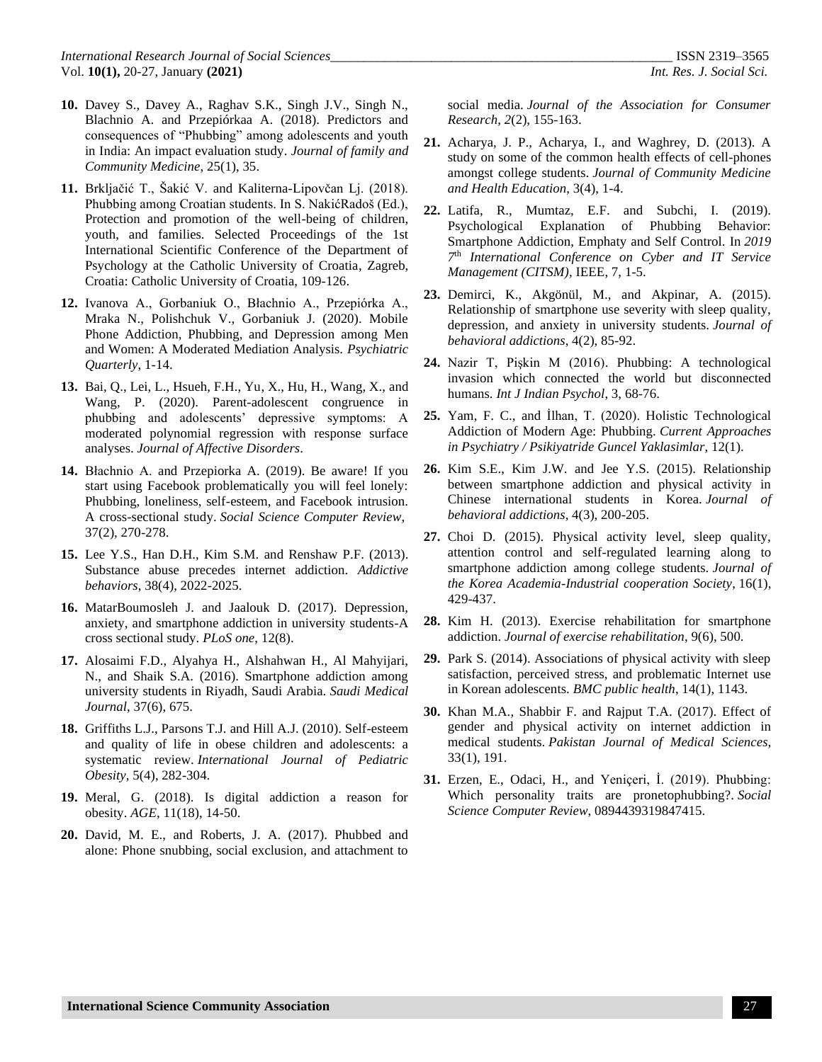10. Davey S., Davey A., Raghav S.K., Singh J.V., Singh N., Blachnio A. and Przepiórkaa A. (2018). Predictors and consequences of “Phubbing” among adolescents and youth in India: An impact evaluation study. *Journal of family and Community Medicine*, 25(1), 35.

11. Brkljačić T., Šakić V. and Kaliterna-Lipovčan Lj. (2018). Phubbing among Croatian students. In S. NakićRadoš (Ed.), Protection and promotion of the well-being of children, youth, and families. Selected Proceedings of the 1st International Scientific Conference of the Department of Psychology at the Catholic University of Croatia, Zagreb, Croatia: Catholic University of Croatia, 109-126.

12. Ivanova A., Gorbaniuk O., Błachnio A., Przepiórka A., Mraka N., Polishchuk V., Gorbaniuk J. (2020). Mobile Phone Addiction, Phubbing, and Depression among Men and Women: A Moderated Mediation Analysis. *Psychiatric Quarterly*, 1-14.

13. Bai, Q., Lei, L., Hsueh, F.H., Yu, X., Hu, H., Wang, X., and Wang, P. (2020). Parent-adolescent congruence in phubbing and adolescents’ depressive symptoms: A moderated polynomial regression with response surface analyses. *Journal of Affective Disorders*.

14. Błachnio A. and Przepiorka A. (2019). Be aware! If you start using Facebook problematically you will feel lonely: Phubbing, loneliness, self-esteem, and Facebook intrusion. A cross-sectional study. *Social Science Computer Review*, 37(2), 270-278.

15. Lee Y.S., Han D.H., Kim S.M. and Renshaw P.F. (2013). Substance abuse precedes internet addiction. *Addictive behaviors*, 38(4), 2022-2025.

16. MatarBoumosleh J. and Jaalouk D. (2017). Depression, anxiety, and smartphone addiction in university students-A cross sectional study. *PLoS one*, 12(8).

17. Alosaimi F.D., Alyahya H., Alshahwan H., Al Mahyijari, N., and Shaik S.A. (2016). Smartphone addiction among university students in Riyadh, Saudi Arabia. *Saudi Medical Journal*, 37(6), 675.

18. Griffiths L.J., Parsons T.J. and Hill A.J. (2010). Self-esteem and quality of life in obese children and adolescents: a systematic review. *International Journal of Pediatric Obesity*, 5(4), 282-304.

19. Meral, G. (2018). Is digital addiction a reason for obesity. *AGE*, 11(18), 14-50.

20. David, M. E., and Roberts, J. A. (2017). Phubbed and alone: Phone snubbing, social exclusion, and attachment to social media. *Journal of the Association for Consumer Research*, *2*(2), 155-163.

21. Acharya, J. P., Acharya, I., and Waghrey, D. (2013). A study on some of the common health effects of cell-phones amongst college students. *Journal of Community Medicine and Health Education*, 3(4), 1-4.

22. Latifa, R., Mumtaz, E.F. and Subchi, I. (2019). Psychological Explanation of Phubbing Behavior: Smartphone Addiction, Emphaty and Self Control. In *2019 7th International Conference on Cyber and IT Service Management (CITSM)*, IEEE, 7, 1-5.

23. Demirci, K., Akgönül, M., and Akpinar, A. (2015). Relationship of smartphone use severity with sleep quality, depression, and anxiety in university students. *Journal of behavioral addictions*, 4(2), 85-92.

24. Nazir T, Pişkin M (2016). Phubbing: A technological invasion which connected the world but disconnected humans. *Int J Indian Psychol*, 3, 68-76.

25. Yam, F. C., and İlhan, T. (2020). Holistic Technological Addiction of Modern Age: Phubbing. *Current Approaches in Psychiatry / Psikiyatride Guncel Yaklasimlar*, 12(1).

26. Kim S.E., Kim J.W. and Jee Y.S. (2015). Relationship between smartphone addiction and physical activity in Chinese international students in Korea. *Journal of behavioral addictions*, 4(3), 200-205.

27. Choi D. (2015). Physical activity level, sleep quality, attention control and self-regulated learning along to smartphone addiction among college students. *Journal of the Korea Academia-Industrial cooperation Society*, 16(1), 429-437.

28. Kim H. (2013). Exercise rehabilitation for smartphone addiction. *Journal of exercise rehabilitation*, 9(6), 500.

29. Park S. (2014). Associations of physical activity with sleep satisfaction, perceived stress, and problematic Internet use in Korean adolescents. *BMC public health*, 14(1), 1143.

30. Khan M.A., Shabbir F. and Rajput T.A. (2017). Effect of gender and physical activity on internet addiction in medical students. *Pakistan Journal of Medical Sciences*, 33(1), 191.

31. Erzen, E., Odaci, H., and Yeniçeri, İ. (2019). Phubbing: Which personality traits are pronetophubbing?. *Social Science Computer Review*, 0894439319847415.